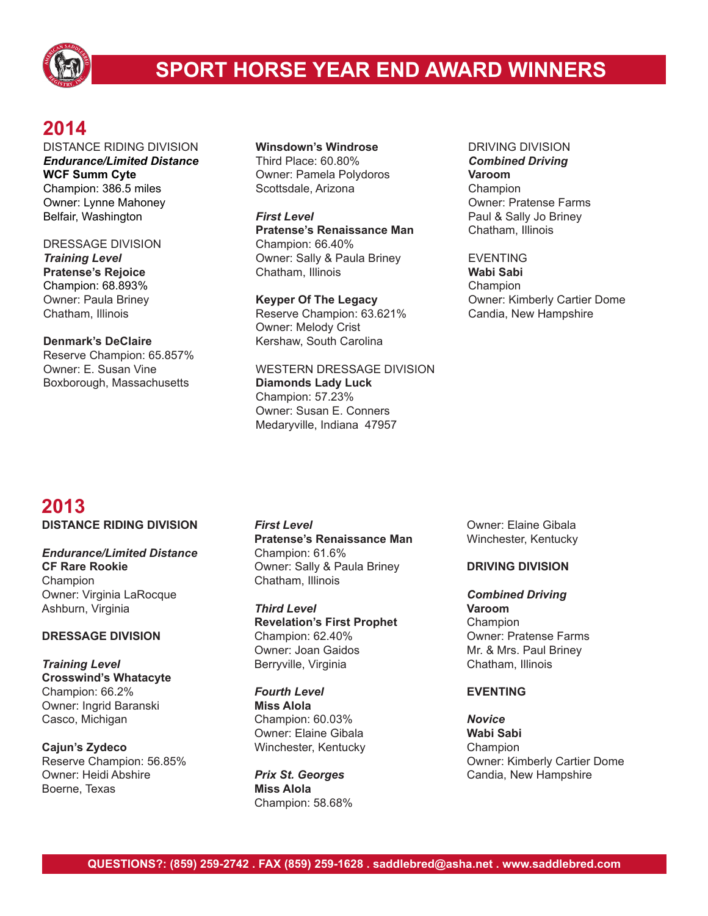# SPORT HORSE YEAR END AWARD WINNERS

## 2014

DISTANCE RIDING DIVISION

***Endurance/Limited Distance***

**WCF Summ Cyte**
Champion: 386.5 miles
Owner: Lynne Mahoney
Belfair, Washington

DRESSAGE DIVISION

***Training Level***

**Pratense's Rejoice**
Champion: 68.893%
Owner: Paula Briney
Chatham, Illinois

**Denmark's DeClaire**
Reserve Champion: 65.857%
Owner: E. Susan Vine
Boxborough, Massachusetts

**Winsdown's Windrose**
Third Place: 60.80%
Owner: Pamela Polydoros
Scottsdale, Arizona

***First Level***

**Pratense's Renaissance Man**
Champion: 66.40%
Owner: Sally & Paula Briney
Chatham, Illinois

**Keyper Of The Legacy**
Reserve Champion: 63.621%
Owner: Melody Crist
Kershaw, South Carolina

WESTERN DRESSAGE DIVISION

**Diamonds Lady Luck**
Champion: 57.23%
Owner: Susan E. Conners
Medaryville, Indiana 47957

DRIVING DIVISION

***Combined Driving***

**Varoom**
Champion
Owner: Pratense Farms
Paul & Sally Jo Briney
Chatham, Illinois

EVENTING

**Wabi Sabi**
Champion
Owner: Kimberly Cartier Dome
Candia, New Hampshire

## 2013

**DISTANCE RIDING DIVISION**

***Endurance/Limited Distance***

**CF Rare Rookie**
Champion
Owner: Virginia LaRocque
Ashburn, Virginia

**DRESSAGE DIVISION**

***Training Level***

**Crosswind's Whatacyte**
Champion: 66.2%
Owner: Ingrid Baranski
Casco, Michigan

**Cajun's Zydeco**
Reserve Champion: 56.85%
Owner: Heidi Abshire
Boerne, Texas

***First Level***

**Pratense's Renaissance Man**
Champion: 61.6%
Owner: Sally & Paula Briney
Chatham, Illinois

***Third Level***

**Revelation's First Prophet**
Champion: 62.40%
Owner: Joan Gaidos
Berryville, Virginia

***Fourth Level***

**Miss Alola**
Champion: 60.03%
Owner: Elaine Gibala
Winchester, Kentucky

***Prix St. Georges***

**Miss Alola**
Champion: 58.68%
Owner: Elaine Gibala
Winchester, Kentucky

**DRIVING DIVISION**

***Combined Driving***

**Varoom**
Champion
Owner: Pratense Farms
Mr. & Mrs. Paul Briney
Chatham, Illinois

**EVENTING**

***Novice***

**Wabi Sabi**
Champion
Owner: Kimberly Cartier Dome
Candia, New Hampshire

QUESTIONS?: (859) 259-2742 . FAX (859) 259-1628 . saddlebred@asha.net . www.saddlebred.com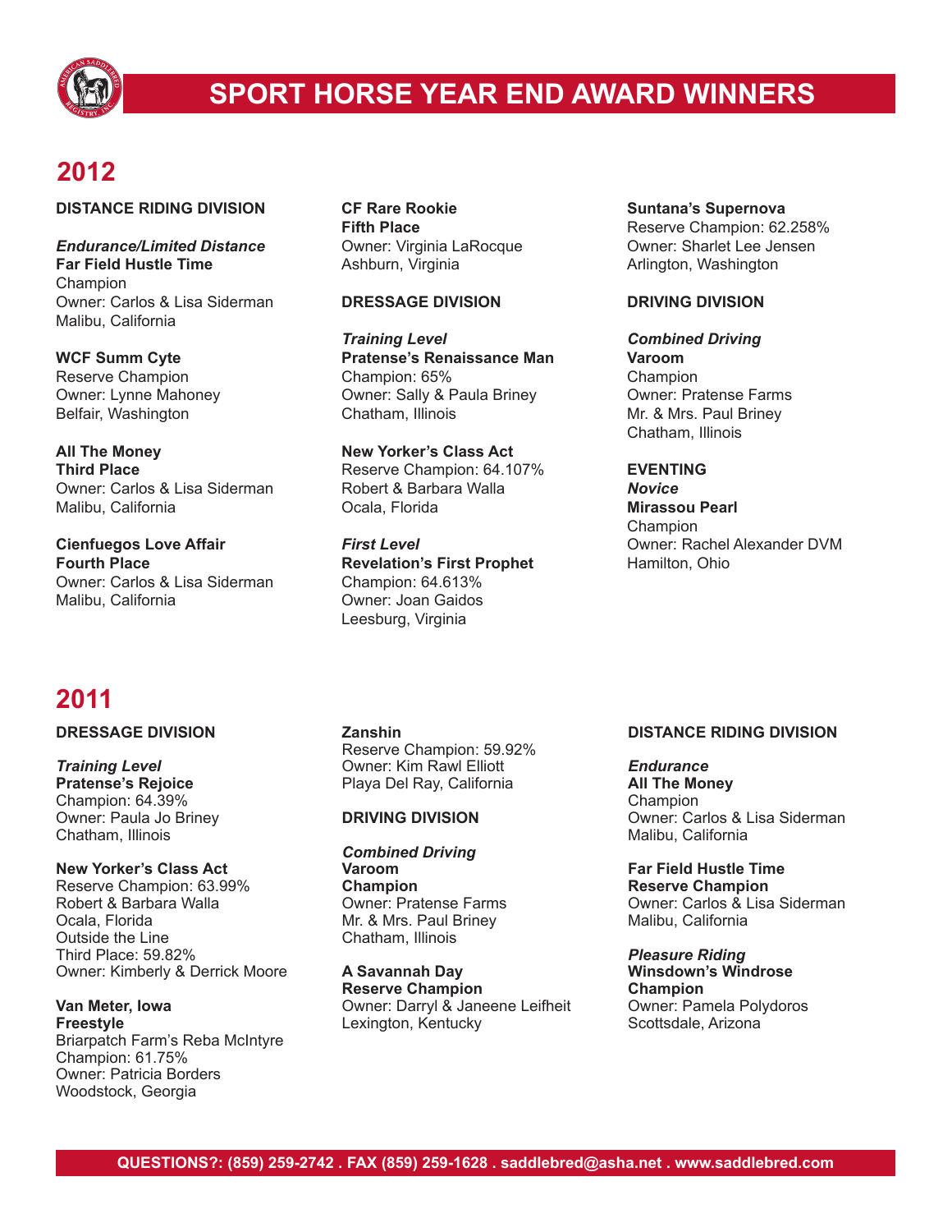# SPORT HORSE YEAR END AWARD WINNERS

## 2012

### DISTANCE RIDING DIVISION

***Endurance/Limited Distance***

**Far Field Hustle Time**
Champion
Owner: Carlos & Lisa Siderman
Malibu, California

**WCF Summ Cyte**
Reserve Champion
Owner: Lynne Mahoney
Belfair, Washington

**All The Money**
**Third Place**
Owner: Carlos & Lisa Siderman
Malibu, California

**Cienfuegos Love Affair**
**Fourth Place**
Owner: Carlos & Lisa Siderman
Malibu, California

**CF Rare Rookie**
**Fifth Place**
Owner: Virginia LaRocque
Ashburn, Virginia

### DRESSAGE DIVISION

***Training Level***

**Pratense's Renaissance Man**
Champion: 65%
Owner: Sally & Paula Briney
Chatham, Illinois

**New Yorker's Class Act**
Reserve Champion: 64.107%
Robert & Barbara Walla
Ocala, Florida

***First Level***

**Revelation's First Prophet**
Champion: 64.613%
Owner: Joan Gaidos
Leesburg, Virginia

**Suntana's Supernova**
Reserve Champion: 62.258%
Owner: Sharlet Lee Jensen
Arlington, Washington

### DRIVING DIVISION

***Combined Driving***

**Varoom**
Champion
Owner: Pratense Farms
Mr. & Mrs. Paul Briney
Chatham, Illinois

### EVENTING

***Novice***

**Mirassou Pearl**
Champion
Owner: Rachel Alexander DVM
Hamilton, Ohio

## 2011

### DRESSAGE DIVISION

***Training Level***

**Pratense's Rejoice**
Champion: 64.39%
Owner: Paula Jo Briney
Chatham, Illinois

**New Yorker's Class Act**
Reserve Champion: 63.99%
Robert & Barbara Walla
Ocala, Florida
Outside the Line
Third Place: 59.82%
Owner: Kimberly & Derrick Moore

**Van Meter, Iowa**
**Freestyle**
Briarpatch Farm's Reba McIntyre
Champion: 61.75%
Owner: Patricia Borders
Woodstock, Georgia

**Zanshin**
Reserve Champion: 59.92%
Owner: Kim Rawl Elliott
Playa Del Ray, California

### DRIVING DIVISION

***Combined Driving***

**Varoom**
**Champion**
Owner: Pratense Farms
Mr. & Mrs. Paul Briney
Chatham, Illinois

**A Savannah Day**
**Reserve Champion**
Owner: Darryl & Janeene Leifheit
Lexington, Kentucky

### DISTANCE RIDING DIVISION

***Endurance***

**All The Money**
Champion
Owner: Carlos & Lisa Siderman
Malibu, California

**Far Field Hustle Time**
**Reserve Champion**
Owner: Carlos & Lisa Siderman
Malibu, California

***Pleasure Riding***

**Winsdown's Windrose**
**Champion**
Owner: Pamela Polydoros
Scottsdale, Arizona

QUESTIONS?: (859) 259-2742 . FAX (859) 259-1628 . saddlebred@asha.net . www.saddlebred.com